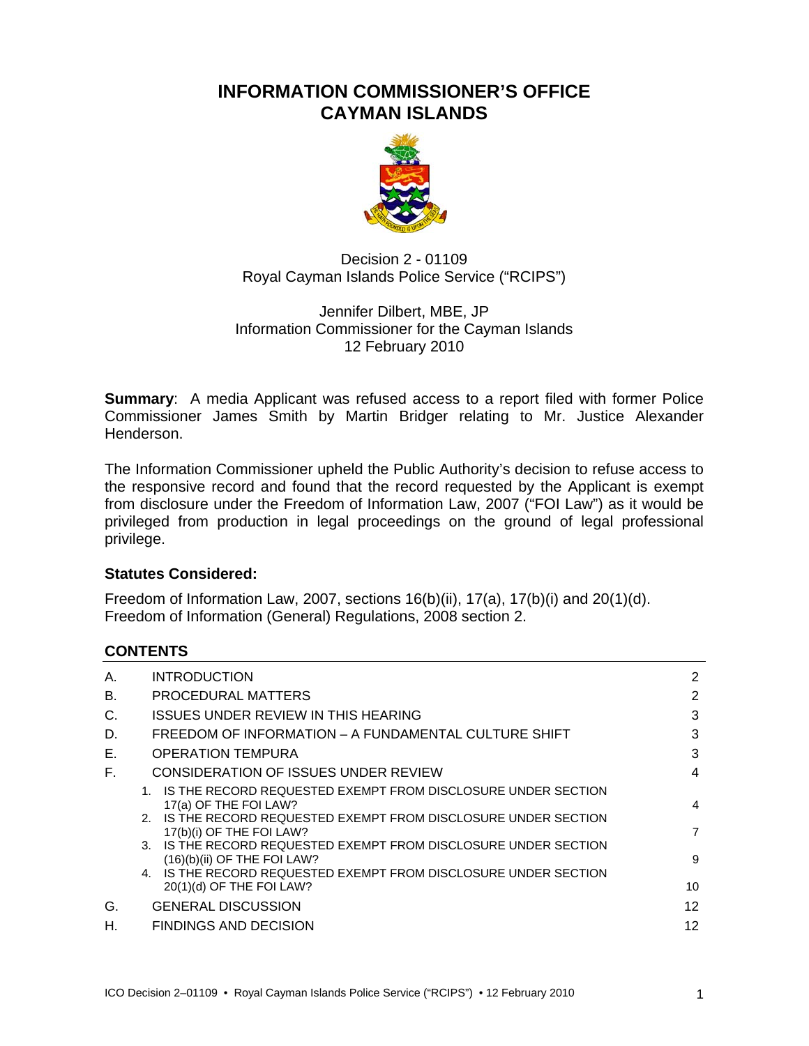# INFORMATION COMMISSIONER'S OFFICE
# CAYMAN ISLANDS

Decision 2 - 01109
Royal Cayman Islands Police Service ("RCIPS")

Jennifer Dilbert, MBE, JP
Information Commissioner for the Cayman Islands
12 February 2010

**Summary**: A media Applicant was refused access to a report filed with former Police Commissioner James Smith by Martin Bridger relating to Mr. Justice Alexander Henderson.

The Information Commissioner upheld the Public Authority's decision to refuse access to the responsive record and found that the record requested by the Applicant is exempt from disclosure under the Freedom of Information Law, 2007 ("FOI Law") as it would be privileged from production in legal proceedings on the ground of legal professional privilege.

**Statutes Considered:**

Freedom of Information Law, 2007, sections 16(b)(ii), 17(a), 17(b)(i) and 20(1)(d).
Freedom of Information (General) Regulations, 2008 section 2.

## CONTENTS

| | | |
|---|---|---|
| A. | INTRODUCTION | 2 |
| B. | PROCEDURAL MATTERS | 2 |
| C. | ISSUES UNDER REVIEW IN THIS HEARING | 3 |
| D. | FREEDOM OF INFORMATION – A FUNDAMENTAL CULTURE SHIFT | 3 |
| E. | OPERATION TEMPURA | 3 |
| F. | CONSIDERATION OF ISSUES UNDER REVIEW | 4 |
| | 1. IS THE RECORD REQUESTED EXEMPT FROM DISCLOSURE UNDER SECTION 17(a) OF THE FOI LAW? | 4 |
| | 2. IS THE RECORD REQUESTED EXEMPT FROM DISCLOSURE UNDER SECTION 17(b)(i) OF THE FOI LAW? | 7 |
| | 3. IS THE RECORD REQUESTED EXEMPT FROM DISCLOSURE UNDER SECTION (16)(b)(ii) OF THE FOI LAW? | 9 |
| | 4. IS THE RECORD REQUESTED EXEMPT FROM DISCLOSURE UNDER SECTION 20(1)(d) OF THE FOI LAW? | 10 |
| G. | GENERAL DISCUSSION | 12 |
| H. | FINDINGS AND DECISION | 12 |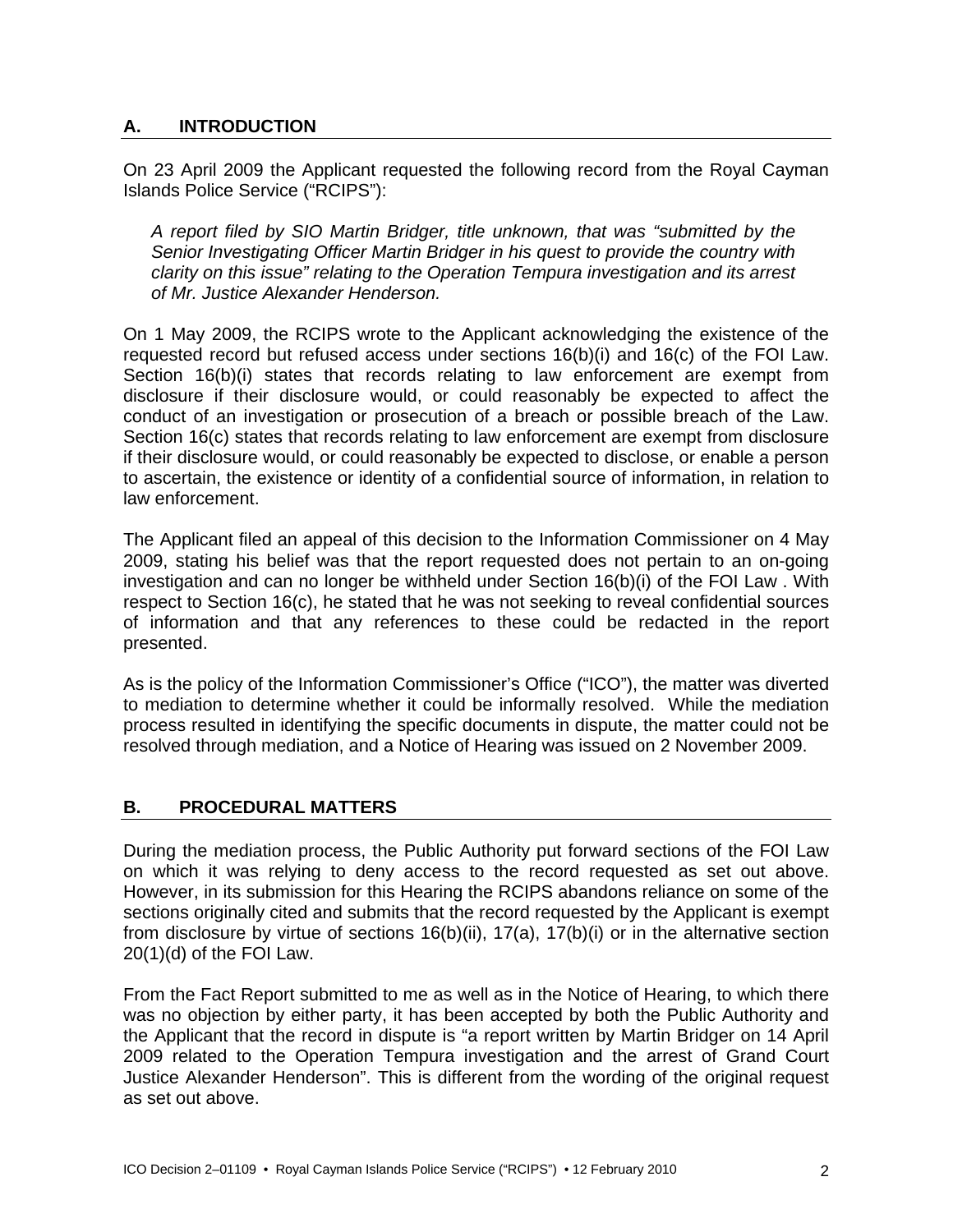## A. INTRODUCTION

On 23 April 2009 the Applicant requested the following record from the Royal Cayman Islands Police Service ("RCIPS"):

> *A report filed by SIO Martin Bridger, title unknown, that was "submitted by the Senior Investigating Officer Martin Bridger in his quest to provide the country with clarity on this issue" relating to the Operation Tempura investigation and its arrest of Mr. Justice Alexander Henderson.*

On 1 May 2009, the RCIPS wrote to the Applicant acknowledging the existence of the requested record but refused access under sections 16(b)(i) and 16(c) of the FOI Law. Section 16(b)(i) states that records relating to law enforcement are exempt from disclosure if their disclosure would, or could reasonably be expected to affect the conduct of an investigation or prosecution of a breach or possible breach of the Law. Section 16(c) states that records relating to law enforcement are exempt from disclosure if their disclosure would, or could reasonably be expected to disclose, or enable a person to ascertain, the existence or identity of a confidential source of information, in relation to law enforcement.

The Applicant filed an appeal of this decision to the Information Commissioner on 4 May 2009, stating his belief was that the report requested does not pertain to an on-going investigation and can no longer be withheld under Section 16(b)(i) of the FOI Law . With respect to Section 16(c), he stated that he was not seeking to reveal confidential sources of information and that any references to these could be redacted in the report presented.

As is the policy of the Information Commissioner's Office ("ICO"), the matter was diverted to mediation to determine whether it could be informally resolved. While the mediation process resulted in identifying the specific documents in dispute, the matter could not be resolved through mediation, and a Notice of Hearing was issued on 2 November 2009.

## B. PROCEDURAL MATTERS

During the mediation process, the Public Authority put forward sections of the FOI Law on which it was relying to deny access to the record requested as set out above. However, in its submission for this Hearing the RCIPS abandons reliance on some of the sections originally cited and submits that the record requested by the Applicant is exempt from disclosure by virtue of sections 16(b)(ii), 17(a), 17(b)(i) or in the alternative section 20(1)(d) of the FOI Law.

From the Fact Report submitted to me as well as in the Notice of Hearing, to which there was no objection by either party, it has been accepted by both the Public Authority and the Applicant that the record in dispute is "a report written by Martin Bridger on 14 April 2009 related to the Operation Tempura investigation and the arrest of Grand Court Justice Alexander Henderson". This is different from the wording of the original request as set out above.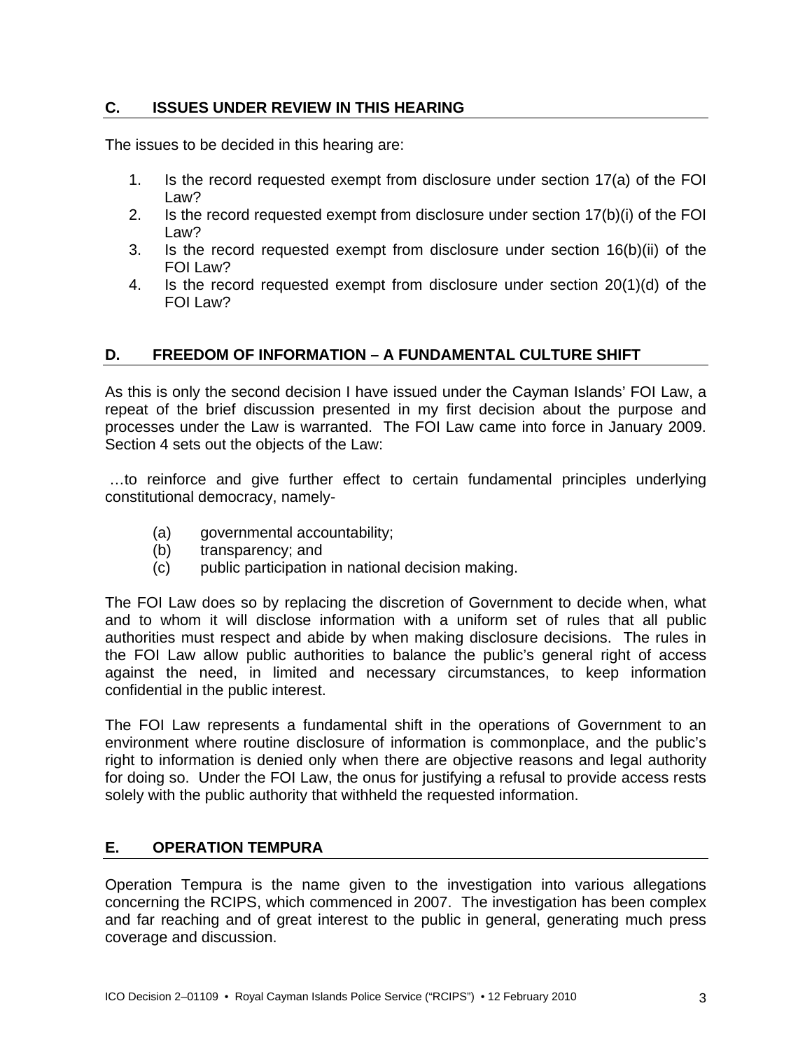## C. ISSUES UNDER REVIEW IN THIS HEARING

The issues to be decided in this hearing are:

1. Is the record requested exempt from disclosure under section 17(a) of the FOI Law?
2. Is the record requested exempt from disclosure under section 17(b)(i) of the FOI Law?
3. Is the record requested exempt from disclosure under section 16(b)(ii) of the FOI Law?
4. Is the record requested exempt from disclosure under section 20(1)(d) of the FOI Law?

## D. FREEDOM OF INFORMATION – A FUNDAMENTAL CULTURE SHIFT

As this is only the second decision I have issued under the Cayman Islands' FOI Law, a repeat of the brief discussion presented in my first decision about the purpose and processes under the Law is warranted. The FOI Law came into force in January 2009. Section 4 sets out the objects of the Law:

…to reinforce and give further effect to certain fundamental principles underlying constitutional democracy, namely-

(a) governmental accountability;
(b) transparency; and
(c) public participation in national decision making.

The FOI Law does so by replacing the discretion of Government to decide when, what and to whom it will disclose information with a uniform set of rules that all public authorities must respect and abide by when making disclosure decisions. The rules in the FOI Law allow public authorities to balance the public's general right of access against the need, in limited and necessary circumstances, to keep information confidential in the public interest.

The FOI Law represents a fundamental shift in the operations of Government to an environment where routine disclosure of information is commonplace, and the public's right to information is denied only when there are objective reasons and legal authority for doing so. Under the FOI Law, the onus for justifying a refusal to provide access rests solely with the public authority that withheld the requested information.

## E. OPERATION TEMPURA

Operation Tempura is the name given to the investigation into various allegations concerning the RCIPS, which commenced in 2007. The investigation has been complex and far reaching and of great interest to the public in general, generating much press coverage and discussion.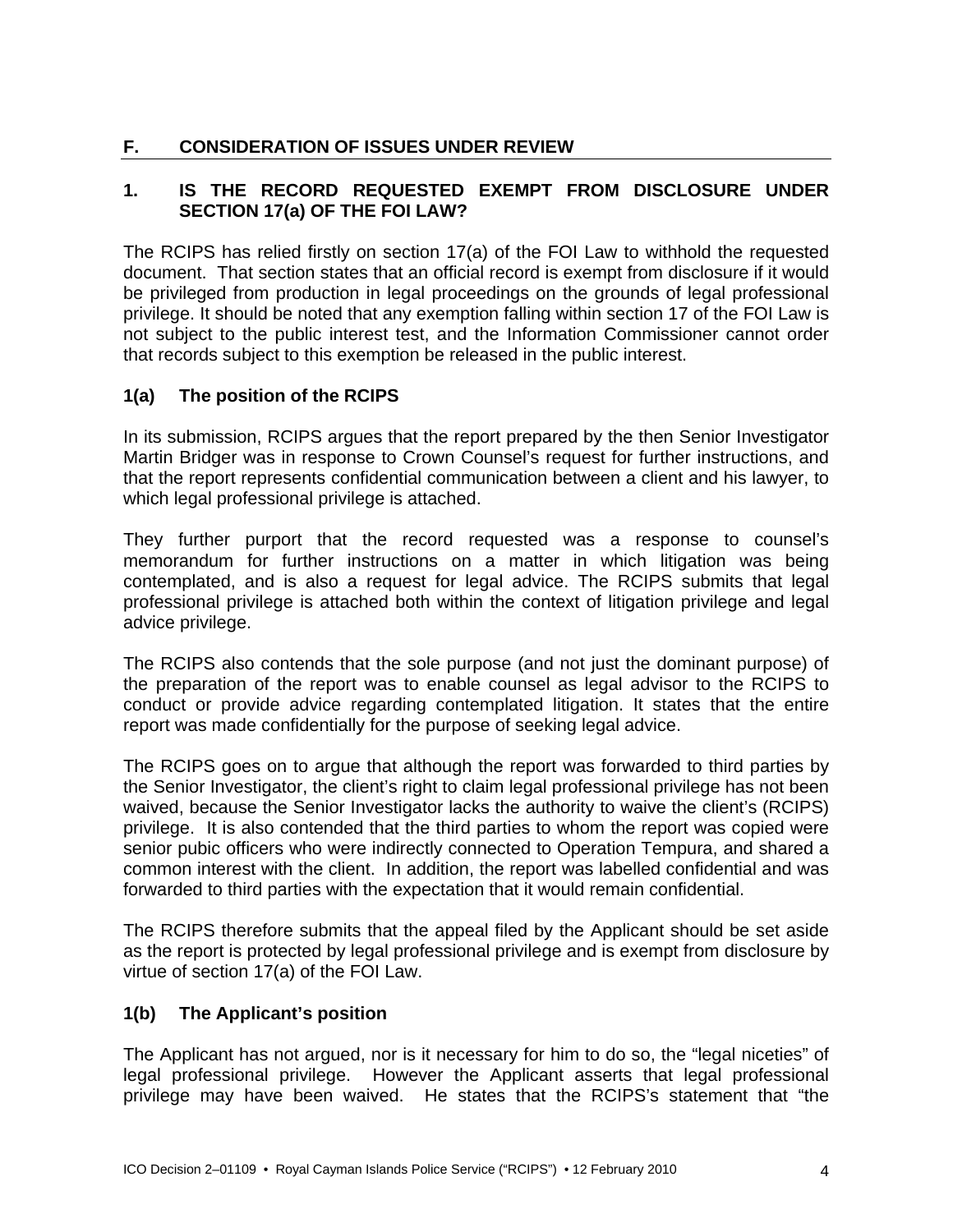## F. CONSIDERATION OF ISSUES UNDER REVIEW

### 1. IS THE RECORD REQUESTED EXEMPT FROM DISCLOSURE UNDER SECTION 17(a) OF THE FOI LAW?

The RCIPS has relied firstly on section 17(a) of the FOI Law to withhold the requested document. That section states that an official record is exempt from disclosure if it would be privileged from production in legal proceedings on the grounds of legal professional privilege. It should be noted that any exemption falling within section 17 of the FOI Law is not subject to the public interest test, and the Information Commissioner cannot order that records subject to this exemption be released in the public interest.

### 1(a) The position of the RCIPS

In its submission, RCIPS argues that the report prepared by the then Senior Investigator Martin Bridger was in response to Crown Counsel's request for further instructions, and that the report represents confidential communication between a client and his lawyer, to which legal professional privilege is attached.

They further purport that the record requested was a response to counsel's memorandum for further instructions on a matter in which litigation was being contemplated, and is also a request for legal advice. The RCIPS submits that legal professional privilege is attached both within the context of litigation privilege and legal advice privilege.

The RCIPS also contends that the sole purpose (and not just the dominant purpose) of the preparation of the report was to enable counsel as legal advisor to the RCIPS to conduct or provide advice regarding contemplated litigation. It states that the entire report was made confidentially for the purpose of seeking legal advice.

The RCIPS goes on to argue that although the report was forwarded to third parties by the Senior Investigator, the client's right to claim legal professional privilege has not been waived, because the Senior Investigator lacks the authority to waive the client's (RCIPS) privilege. It is also contended that the third parties to whom the report was copied were senior pubic officers who were indirectly connected to Operation Tempura, and shared a common interest with the client. In addition, the report was labelled confidential and was forwarded to third parties with the expectation that it would remain confidential.

The RCIPS therefore submits that the appeal filed by the Applicant should be set aside as the report is protected by legal professional privilege and is exempt from disclosure by virtue of section 17(a) of the FOI Law.

### 1(b) The Applicant's position

The Applicant has not argued, nor is it necessary for him to do so, the "legal niceties" of legal professional privilege. However the Applicant asserts that legal professional privilege may have been waived. He states that the RCIPS's statement that "the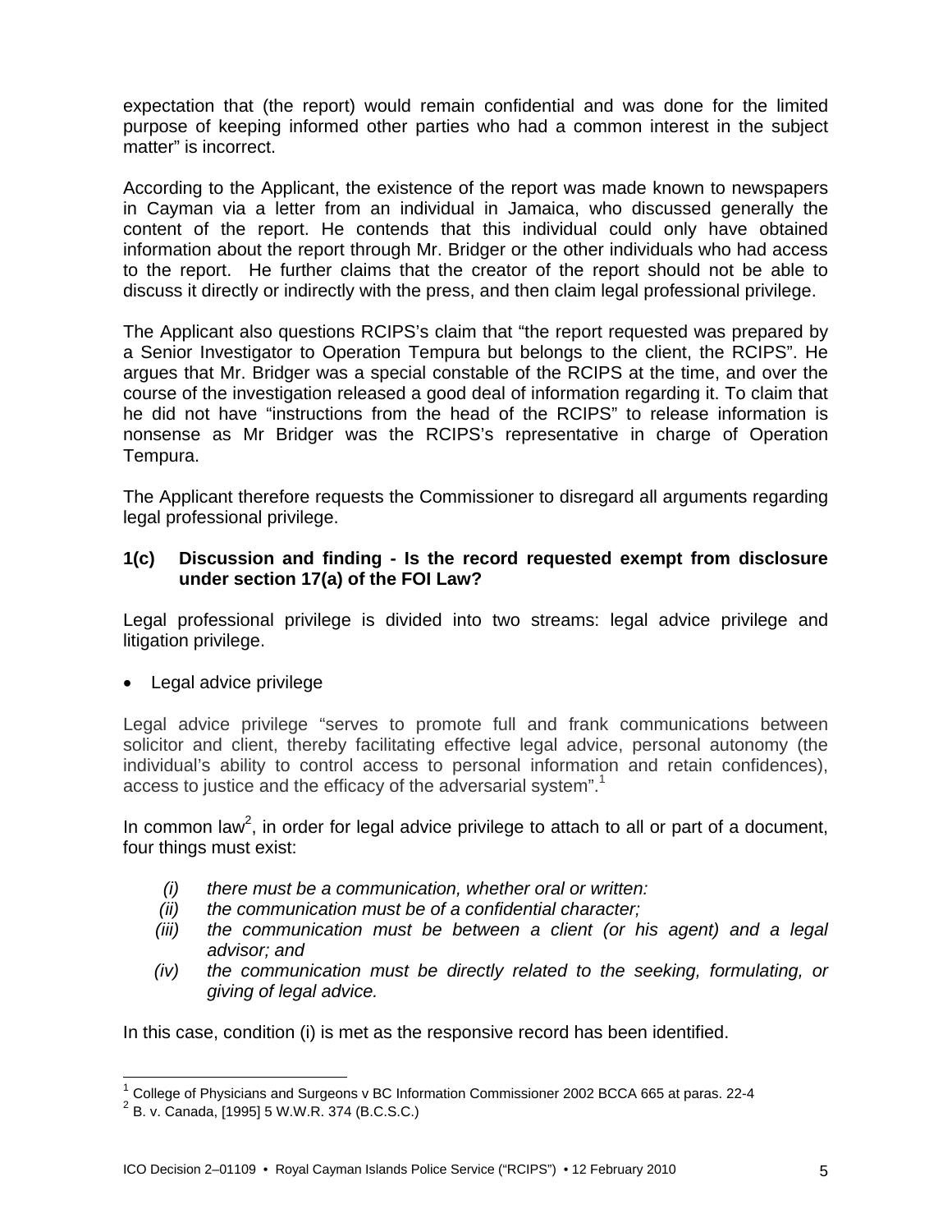expectation that (the report) would remain confidential and was done for the limited purpose of keeping informed other parties who had a common interest in the subject matter" is incorrect.

According to the Applicant, the existence of the report was made known to newspapers in Cayman via a letter from an individual in Jamaica, who discussed generally the content of the report. He contends that this individual could only have obtained information about the report through Mr. Bridger or the other individuals who had access to the report. He further claims that the creator of the report should not be able to discuss it directly or indirectly with the press, and then claim legal professional privilege.

The Applicant also questions RCIPS's claim that "the report requested was prepared by a Senior Investigator to Operation Tempura but belongs to the client, the RCIPS". He argues that Mr. Bridger was a special constable of the RCIPS at the time, and over the course of the investigation released a good deal of information regarding it. To claim that he did not have "instructions from the head of the RCIPS" to release information is nonsense as Mr Bridger was the RCIPS's representative in charge of Operation Tempura.

The Applicant therefore requests the Commissioner to disregard all arguments regarding legal professional privilege.

### 1(c) Discussion and finding - Is the record requested exempt from disclosure under section 17(a) of the FOI Law?

Legal professional privilege is divided into two streams: legal advice privilege and litigation privilege.

- Legal advice privilege

Legal advice privilege "serves to promote full and frank communications between solicitor and client, thereby facilitating effective legal advice, personal autonomy (the individual's ability to control access to personal information and retain confidences), access to justice and the efficacy of the adversarial system".[1]

In common law[2], in order for legal advice privilege to attach to all or part of a document, four things must exist:

(i) *there must be a communication, whether oral or written:*
(ii) *the communication must be of a confidential character;*
(iii) *the communication must be between a client (or his agent) and a legal advisor; and*
(iv) *the communication must be directly related to the seeking, formulating, or giving of legal advice.*

In this case, condition (i) is met as the responsive record has been identified.

[1] College of Physicians and Surgeons v BC Information Commissioner 2002 BCCA 665 at paras. 22-4
[2] B. v. Canada, [1995] 5 W.W.R. 374 (B.C.S.C.)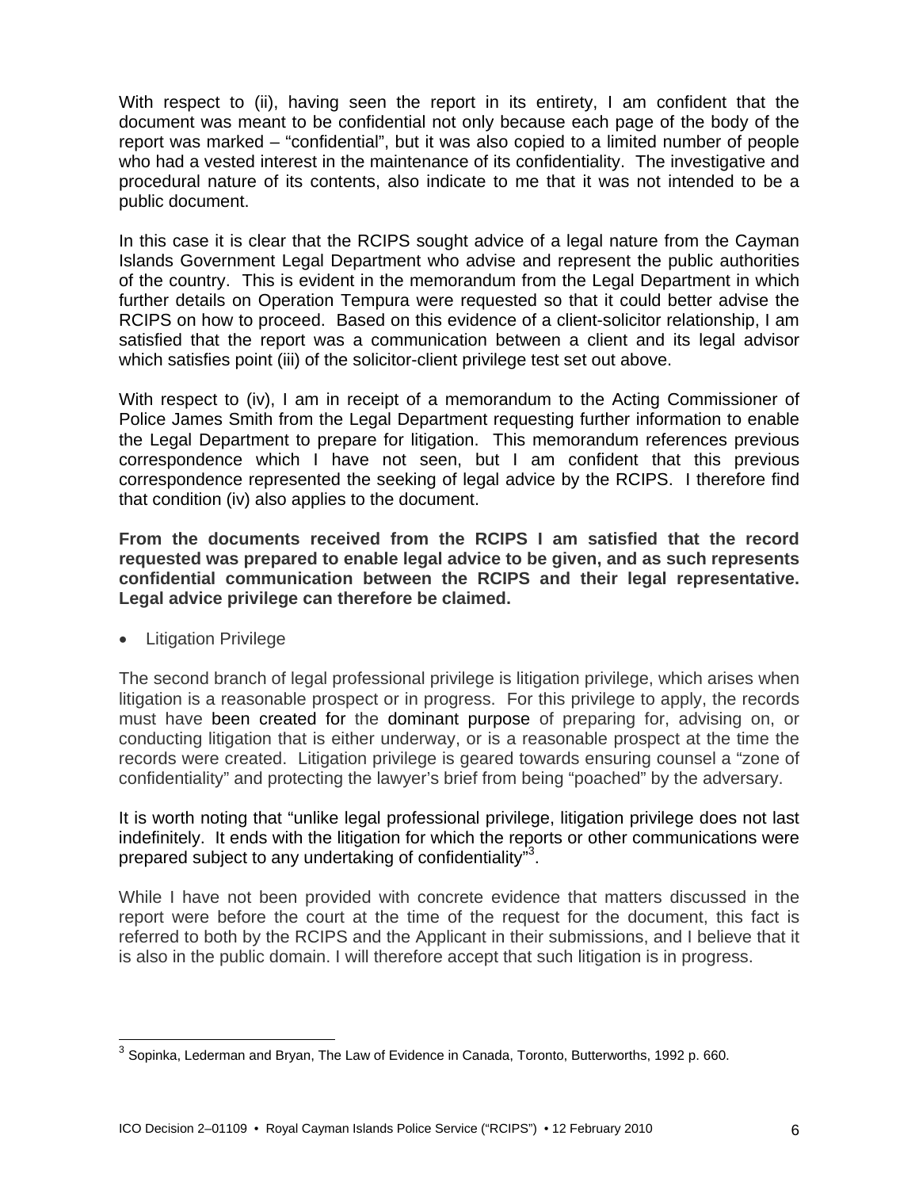With respect to (ii), having seen the report in its entirety, I am confident that the document was meant to be confidential not only because each page of the body of the report was marked – "confidential", but it was also copied to a limited number of people who had a vested interest in the maintenance of its confidentiality. The investigative and procedural nature of its contents, also indicate to me that it was not intended to be a public document.

In this case it is clear that the RCIPS sought advice of a legal nature from the Cayman Islands Government Legal Department who advise and represent the public authorities of the country. This is evident in the memorandum from the Legal Department in which further details on Operation Tempura were requested so that it could better advise the RCIPS on how to proceed. Based on this evidence of a client-solicitor relationship, I am satisfied that the report was a communication between a client and its legal advisor which satisfies point (iii) of the solicitor-client privilege test set out above.

With respect to (iv), I am in receipt of a memorandum to the Acting Commissioner of Police James Smith from the Legal Department requesting further information to enable the Legal Department to prepare for litigation. This memorandum references previous correspondence which I have not seen, but I am confident that this previous correspondence represented the seeking of legal advice by the RCIPS. I therefore find that condition (iv) also applies to the document.

**From the documents received from the RCIPS I am satisfied that the record requested was prepared to enable legal advice to be given, and as such represents confidential communication between the RCIPS and their legal representative. Legal advice privilege can therefore be claimed.**

- Litigation Privilege

The second branch of legal professional privilege is litigation privilege, which arises when litigation is a reasonable prospect or in progress. For this privilege to apply, the records must have been created for the dominant purpose of preparing for, advising on, or conducting litigation that is either underway, or is a reasonable prospect at the time the records were created. Litigation privilege is geared towards ensuring counsel a "zone of confidentiality" and protecting the lawyer's brief from being "poached" by the adversary.

It is worth noting that "unlike legal professional privilege, litigation privilege does not last indefinitely. It ends with the litigation for which the reports or other communications were prepared subject to any undertaking of confidentiality"[3].

While I have not been provided with concrete evidence that matters discussed in the report were before the court at the time of the request for the document, this fact is referred to both by the RCIPS and the Applicant in their submissions, and I believe that it is also in the public domain. I will therefore accept that such litigation is in progress.

[3] Sopinka, Lederman and Bryan, The Law of Evidence in Canada, Toronto, Butterworths, 1992 p. 660.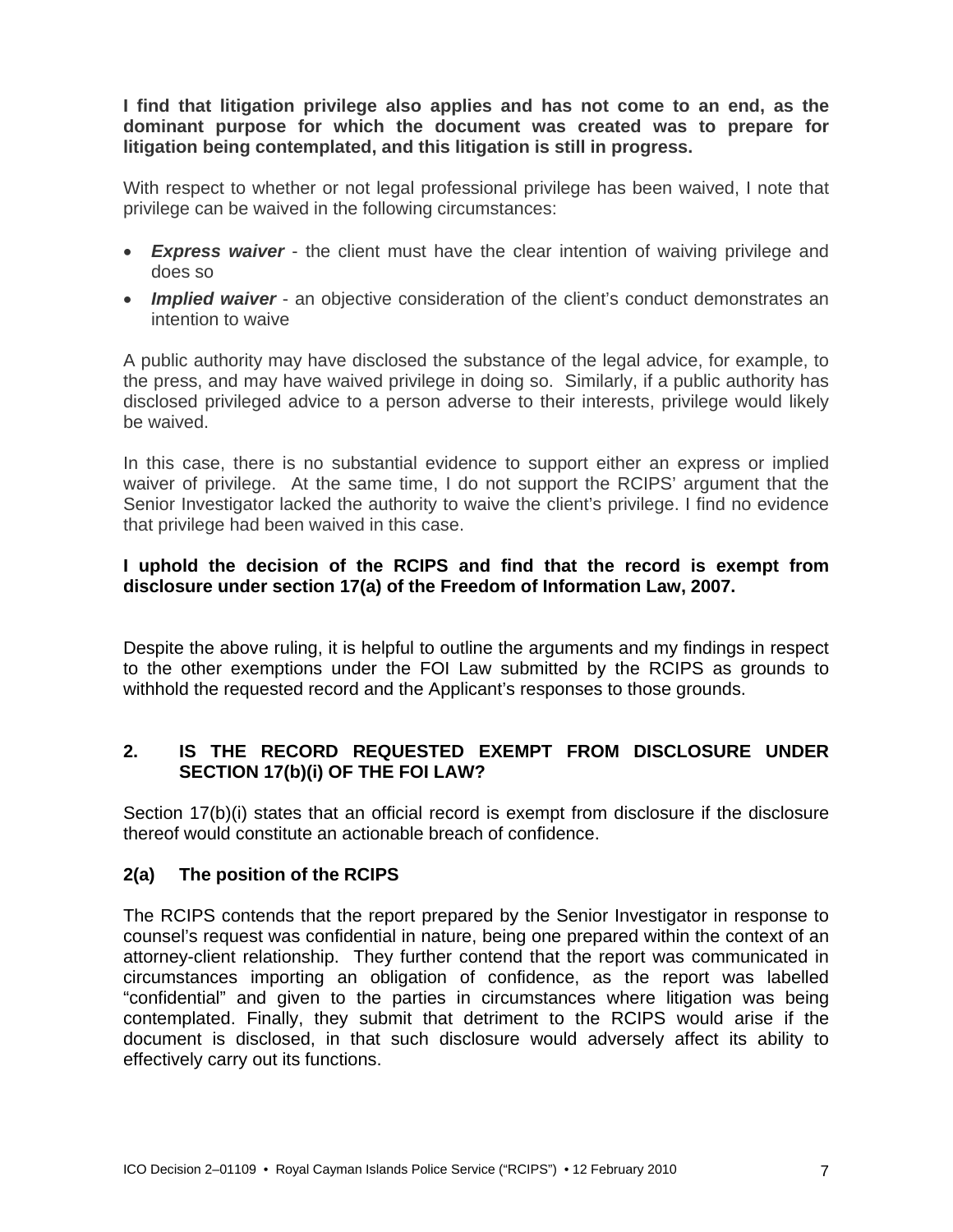**I find that litigation privilege also applies and has not come to an end, as the dominant purpose for which the document was created was to prepare for litigation being contemplated, and this litigation is still in progress.**

With respect to whether or not legal professional privilege has been waived, I note that privilege can be waived in the following circumstances:

- ***Express waiver*** - the client must have the clear intention of waiving privilege and does so
- ***Implied waiver*** - an objective consideration of the client's conduct demonstrates an intention to waive

A public authority may have disclosed the substance of the legal advice, for example, to the press, and may have waived privilege in doing so. Similarly, if a public authority has disclosed privileged advice to a person adverse to their interests, privilege would likely be waived.

In this case, there is no substantial evidence to support either an express or implied waiver of privilege. At the same time, I do not support the RCIPS' argument that the Senior Investigator lacked the authority to waive the client's privilege. I find no evidence that privilege had been waived in this case.

**I uphold the decision of the RCIPS and find that the record is exempt from disclosure under section 17(a) of the Freedom of Information Law, 2007.**

Despite the above ruling, it is helpful to outline the arguments and my findings in respect to the other exemptions under the FOI Law submitted by the RCIPS as grounds to withhold the requested record and the Applicant's responses to those grounds.

## 2. IS THE RECORD REQUESTED EXEMPT FROM DISCLOSURE UNDER SECTION 17(b)(i) OF THE FOI LAW?

Section 17(b)(i) states that an official record is exempt from disclosure if the disclosure thereof would constitute an actionable breach of confidence.

### 2(a) The position of the RCIPS

The RCIPS contends that the report prepared by the Senior Investigator in response to counsel's request was confidential in nature, being one prepared within the context of an attorney-client relationship. They further contend that the report was communicated in circumstances importing an obligation of confidence, as the report was labelled "confidential" and given to the parties in circumstances where litigation was being contemplated. Finally, they submit that detriment to the RCIPS would arise if the document is disclosed, in that such disclosure would adversely affect its ability to effectively carry out its functions.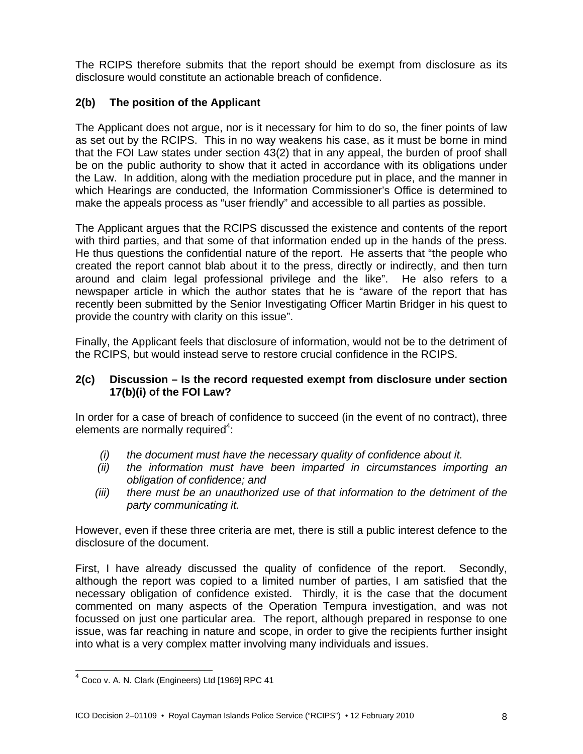The RCIPS therefore submits that the report should be exempt from disclosure as its disclosure would constitute an actionable breach of confidence.

### 2(b) The position of the Applicant

The Applicant does not argue, nor is it necessary for him to do so, the finer points of law as set out by the RCIPS. This in no way weakens his case, as it must be borne in mind that the FOI Law states under section 43(2) that in any appeal, the burden of proof shall be on the public authority to show that it acted in accordance with its obligations under the Law. In addition, along with the mediation procedure put in place, and the manner in which Hearings are conducted, the Information Commissioner's Office is determined to make the appeals process as "user friendly" and accessible to all parties as possible.

The Applicant argues that the RCIPS discussed the existence and contents of the report with third parties, and that some of that information ended up in the hands of the press. He thus questions the confidential nature of the report. He asserts that "the people who created the report cannot blab about it to the press, directly or indirectly, and then turn around and claim legal professional privilege and the like". He also refers to a newspaper article in which the author states that he is "aware of the report that has recently been submitted by the Senior Investigating Officer Martin Bridger in his quest to provide the country with clarity on this issue".

Finally, the Applicant feels that disclosure of information, would not be to the detriment of the RCIPS, but would instead serve to restore crucial confidence in the RCIPS.

### 2(c) Discussion – Is the record requested exempt from disclosure under section 17(b)(i) of the FOI Law?

In order for a case of breach of confidence to succeed (in the event of no contract), three elements are normally required[4]:

(i) *the document must have the necessary quality of confidence about it.*

(ii) *the information must have been imparted in circumstances importing an obligation of confidence; and*

(iii) *there must be an unauthorized use of that information to the detriment of the party communicating it.*

However, even if these three criteria are met, there is still a public interest defence to the disclosure of the document.

First, I have already discussed the quality of confidence of the report. Secondly, although the report was copied to a limited number of parties, I am satisfied that the necessary obligation of confidence existed. Thirdly, it is the case that the document commented on many aspects of the Operation Tempura investigation, and was not focussed on just one particular area. The report, although prepared in response to one issue, was far reaching in nature and scope, in order to give the recipients further insight into what is a very complex matter involving many individuals and issues.

---

[4] Coco v. A. N. Clark (Engineers) Ltd [1969] RPC 41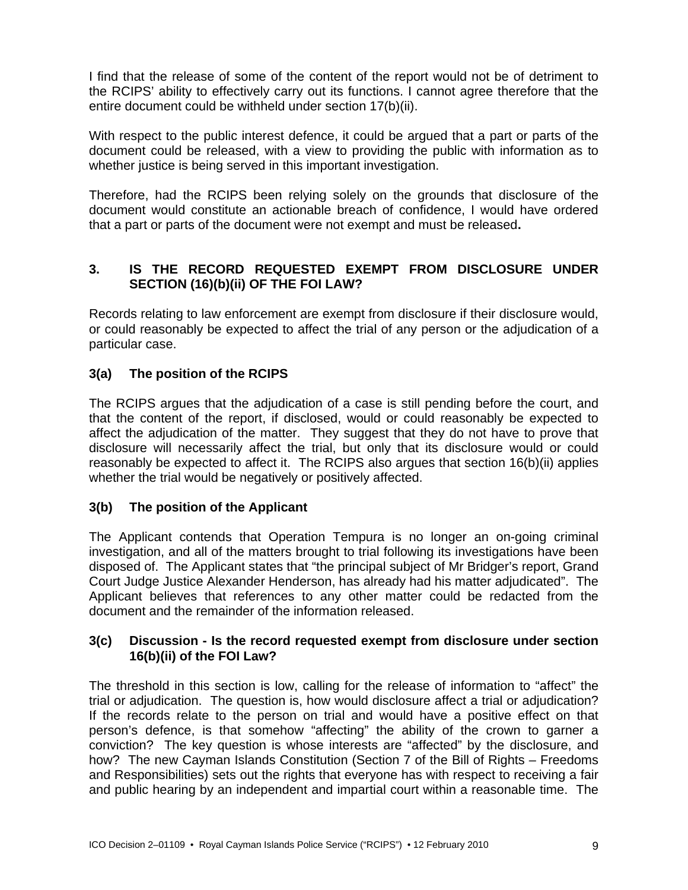I find that the release of some of the content of the report would not be of detriment to the RCIPS' ability to effectively carry out its functions. I cannot agree therefore that the entire document could be withheld under section 17(b)(ii).

With respect to the public interest defence, it could be argued that a part or parts of the document could be released, with a view to providing the public with information as to whether justice is being served in this important investigation.

Therefore, had the RCIPS been relying solely on the grounds that disclosure of the document would constitute an actionable breach of confidence, I would have ordered that a part or parts of the document were not exempt and must be released**.**

## 3. IS THE RECORD REQUESTED EXEMPT FROM DISCLOSURE UNDER SECTION (16)(b)(ii) OF THE FOI LAW?

Records relating to law enforcement are exempt from disclosure if their disclosure would, or could reasonably be expected to affect the trial of any person or the adjudication of a particular case.

### 3(a) The position of the RCIPS

The RCIPS argues that the adjudication of a case is still pending before the court, and that the content of the report, if disclosed, would or could reasonably be expected to affect the adjudication of the matter. They suggest that they do not have to prove that disclosure will necessarily affect the trial, but only that its disclosure would or could reasonably be expected to affect it. The RCIPS also argues that section 16(b)(ii) applies whether the trial would be negatively or positively affected.

### 3(b) The position of the Applicant

The Applicant contends that Operation Tempura is no longer an on-going criminal investigation, and all of the matters brought to trial following its investigations have been disposed of. The Applicant states that "the principal subject of Mr Bridger's report, Grand Court Judge Justice Alexander Henderson, has already had his matter adjudicated". The Applicant believes that references to any other matter could be redacted from the document and the remainder of the information released.

### 3(c) Discussion - Is the record requested exempt from disclosure under section 16(b)(ii) of the FOI Law?

The threshold in this section is low, calling for the release of information to "affect" the trial or adjudication. The question is, how would disclosure affect a trial or adjudication? If the records relate to the person on trial and would have a positive effect on that person's defence, is that somehow "affecting" the ability of the crown to garner a conviction? The key question is whose interests are "affected" by the disclosure, and how? The new Cayman Islands Constitution (Section 7 of the Bill of Rights – Freedoms and Responsibilities) sets out the rights that everyone has with respect to receiving a fair and public hearing by an independent and impartial court within a reasonable time. The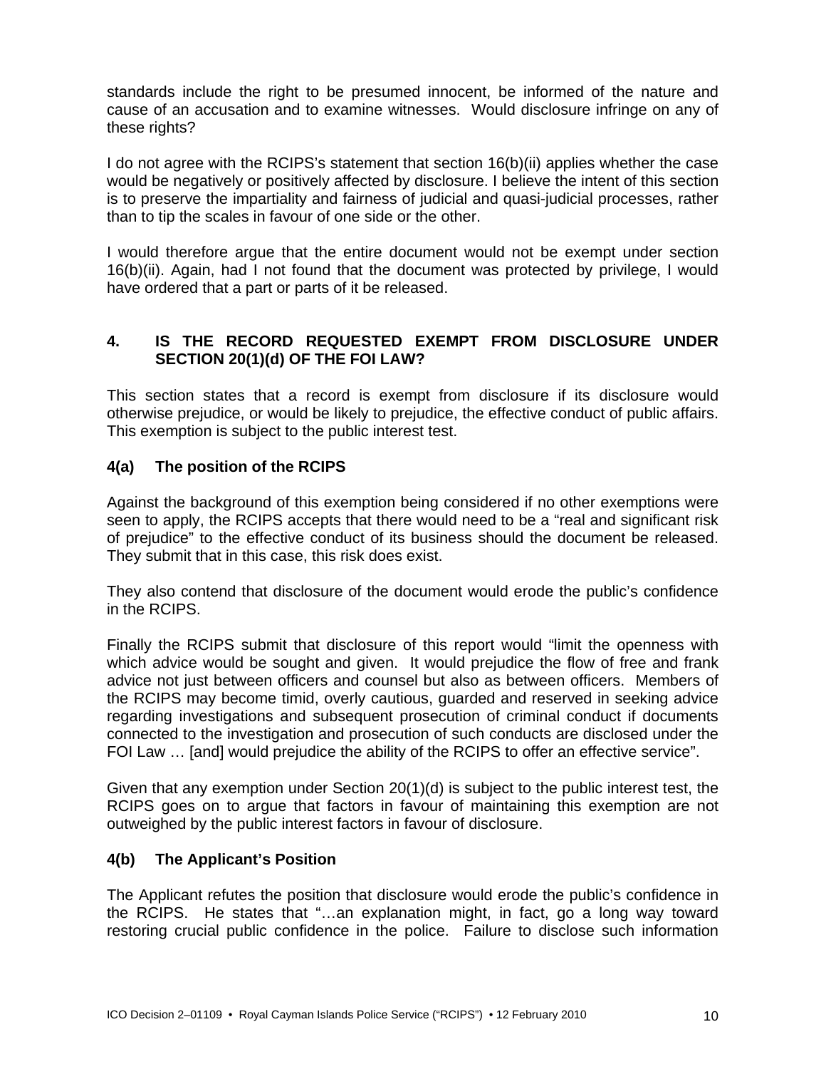standards include the right to be presumed innocent, be informed of the nature and cause of an accusation and to examine witnesses. Would disclosure infringe on any of these rights?

I do not agree with the RCIPS's statement that section 16(b)(ii) applies whether the case would be negatively or positively affected by disclosure. I believe the intent of this section is to preserve the impartiality and fairness of judicial and quasi-judicial processes, rather than to tip the scales in favour of one side or the other.

I would therefore argue that the entire document would not be exempt under section 16(b)(ii). Again, had I not found that the document was protected by privilege, I would have ordered that a part or parts of it be released.

## 4. IS THE RECORD REQUESTED EXEMPT FROM DISCLOSURE UNDER SECTION 20(1)(d) OF THE FOI LAW?

This section states that a record is exempt from disclosure if its disclosure would otherwise prejudice, or would be likely to prejudice, the effective conduct of public affairs. This exemption is subject to the public interest test.

### 4(a) The position of the RCIPS

Against the background of this exemption being considered if no other exemptions were seen to apply, the RCIPS accepts that there would need to be a "real and significant risk of prejudice" to the effective conduct of its business should the document be released. They submit that in this case, this risk does exist.

They also contend that disclosure of the document would erode the public's confidence in the RCIPS.

Finally the RCIPS submit that disclosure of this report would "limit the openness with which advice would be sought and given. It would prejudice the flow of free and frank advice not just between officers and counsel but also as between officers. Members of the RCIPS may become timid, overly cautious, guarded and reserved in seeking advice regarding investigations and subsequent prosecution of criminal conduct if documents connected to the investigation and prosecution of such conducts are disclosed under the FOI Law … [and] would prejudice the ability of the RCIPS to offer an effective service".

Given that any exemption under Section 20(1)(d) is subject to the public interest test, the RCIPS goes on to argue that factors in favour of maintaining this exemption are not outweighed by the public interest factors in favour of disclosure.

### 4(b) The Applicant's Position

The Applicant refutes the position that disclosure would erode the public's confidence in the RCIPS. He states that "…an explanation might, in fact, go a long way toward restoring crucial public confidence in the police. Failure to disclose such information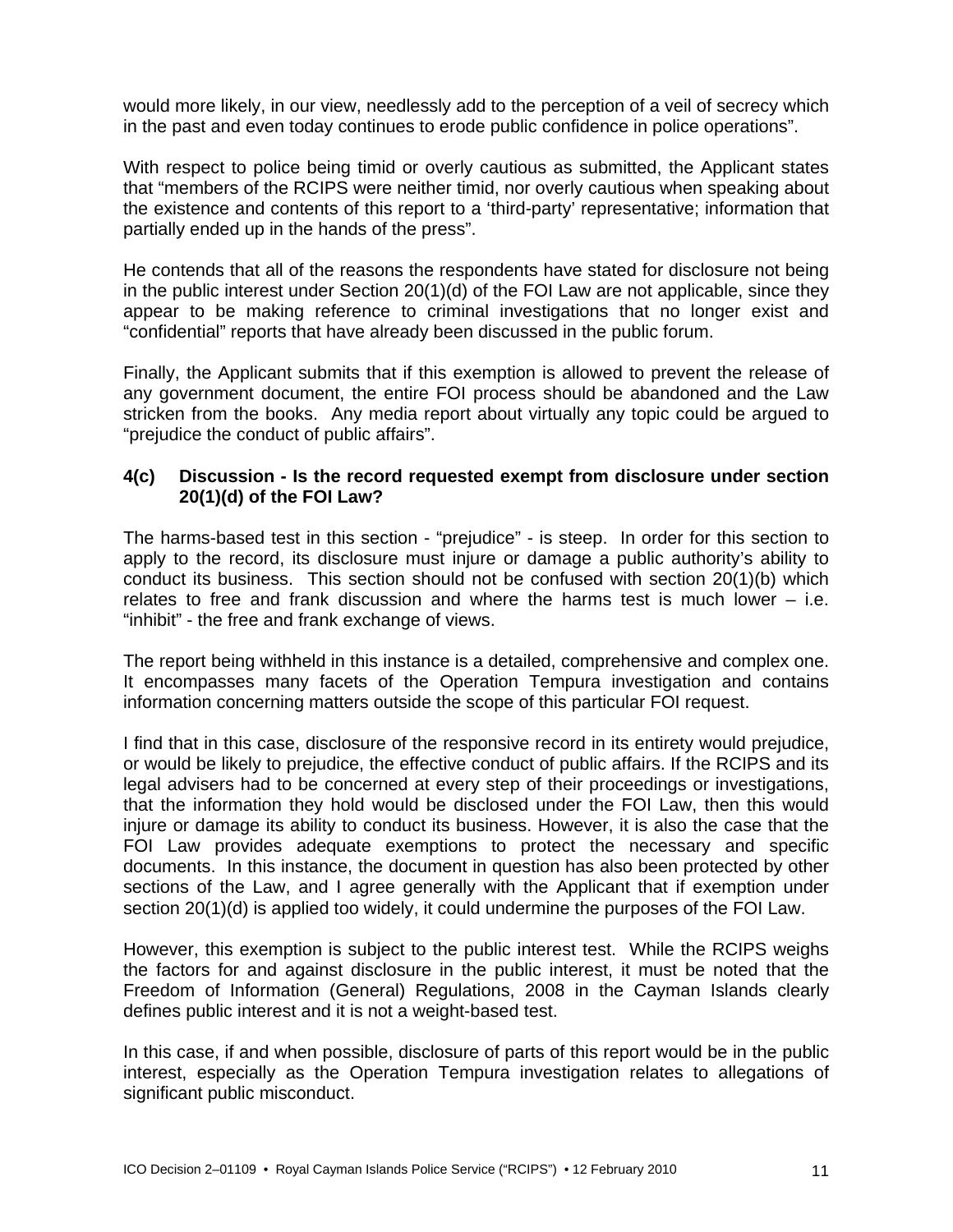would more likely, in our view, needlessly add to the perception of a veil of secrecy which in the past and even today continues to erode public confidence in police operations".

With respect to police being timid or overly cautious as submitted, the Applicant states that "members of the RCIPS were neither timid, nor overly cautious when speaking about the existence and contents of this report to a 'third-party' representative; information that partially ended up in the hands of the press".

He contends that all of the reasons the respondents have stated for disclosure not being in the public interest under Section 20(1)(d) of the FOI Law are not applicable, since they appear to be making reference to criminal investigations that no longer exist and "confidential" reports that have already been discussed in the public forum.

Finally, the Applicant submits that if this exemption is allowed to prevent the release of any government document, the entire FOI process should be abandoned and the Law stricken from the books. Any media report about virtually any topic could be argued to "prejudice the conduct of public affairs".

### 4(c) Discussion - Is the record requested exempt from disclosure under section 20(1)(d) of the FOI Law?

The harms-based test in this section - "prejudice" - is steep. In order for this section to apply to the record, its disclosure must injure or damage a public authority's ability to conduct its business. This section should not be confused with section 20(1)(b) which relates to free and frank discussion and where the harms test is much lower – i.e. "inhibit" - the free and frank exchange of views.

The report being withheld in this instance is a detailed, comprehensive and complex one. It encompasses many facets of the Operation Tempura investigation and contains information concerning matters outside the scope of this particular FOI request.

I find that in this case, disclosure of the responsive record in its entirety would prejudice, or would be likely to prejudice, the effective conduct of public affairs. If the RCIPS and its legal advisers had to be concerned at every step of their proceedings or investigations, that the information they hold would be disclosed under the FOI Law, then this would injure or damage its ability to conduct its business. However, it is also the case that the FOI Law provides adequate exemptions to protect the necessary and specific documents. In this instance, the document in question has also been protected by other sections of the Law, and I agree generally with the Applicant that if exemption under section 20(1)(d) is applied too widely, it could undermine the purposes of the FOI Law.

However, this exemption is subject to the public interest test. While the RCIPS weighs the factors for and against disclosure in the public interest, it must be noted that the Freedom of Information (General) Regulations, 2008 in the Cayman Islands clearly defines public interest and it is not a weight-based test.

In this case, if and when possible, disclosure of parts of this report would be in the public interest, especially as the Operation Tempura investigation relates to allegations of significant public misconduct.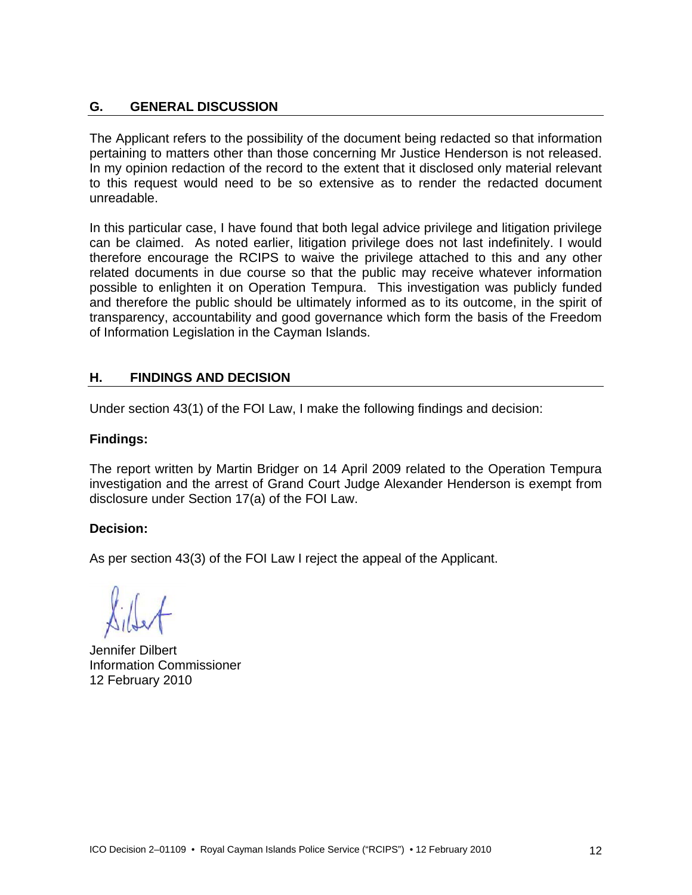## G. GENERAL DISCUSSION

The Applicant refers to the possibility of the document being redacted so that information pertaining to matters other than those concerning Mr Justice Henderson is not released. In my opinion redaction of the record to the extent that it disclosed only material relevant to this request would need to be so extensive as to render the redacted document unreadable.

In this particular case, I have found that both legal advice privilege and litigation privilege can be claimed. As noted earlier, litigation privilege does not last indefinitely. I would therefore encourage the RCIPS to waive the privilege attached to this and any other related documents in due course so that the public may receive whatever information possible to enlighten it on Operation Tempura. This investigation was publicly funded and therefore the public should be ultimately informed as to its outcome, in the spirit of transparency, accountability and good governance which form the basis of the Freedom of Information Legislation in the Cayman Islands.

## H. FINDINGS AND DECISION

Under section 43(1) of the FOI Law, I make the following findings and decision:

**Findings:**

The report written by Martin Bridger on 14 April 2009 related to the Operation Tempura investigation and the arrest of Grand Court Judge Alexander Henderson is exempt from disclosure under Section 17(a) of the FOI Law.

**Decision:**

As per section 43(3) of the FOI Law I reject the appeal of the Applicant.

Jennifer Dilbert
Information Commissioner
12 February 2010